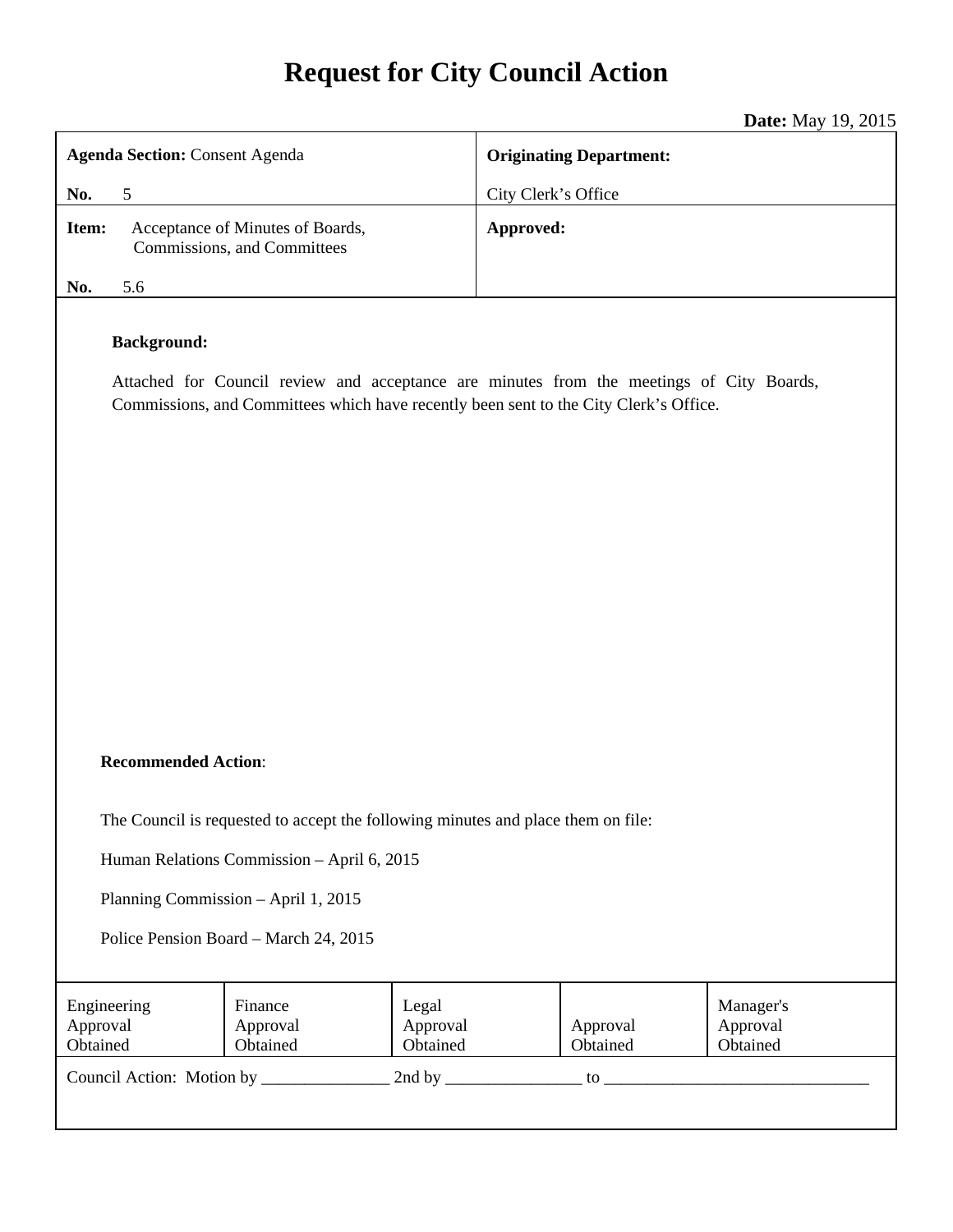# Request for City Council Action

**Date:** May 19, 2015

| **Agenda Section:** Consent Agenda<br><br>**No.** 5 | **Originating Department:**<br><br>City Clerk's Office |
|---|---|
| **Item:** Acceptance of Minutes of Boards, Commissions, and Committees<br><br>**No.** 5.6 | **Approved:** |

**Background:**

Attached for Council review and acceptance are minutes from the meetings of City Boards, Commissions, and Committees which have recently been sent to the City Clerk's Office.

**Recommended Action**:

The Council is requested to accept the following minutes and place them on file:

Human Relations Commission – April 6, 2015

Planning Commission – April 1, 2015

Police Pension Board – March 24, 2015

| Engineering Approval Obtained | Finance Approval Obtained | Legal Approval Obtained | Approval Obtained | Manager's Approval Obtained |
|---|---|---|---|---|

Council Action: Motion by _______________ 2nd by ________________ to _______________________________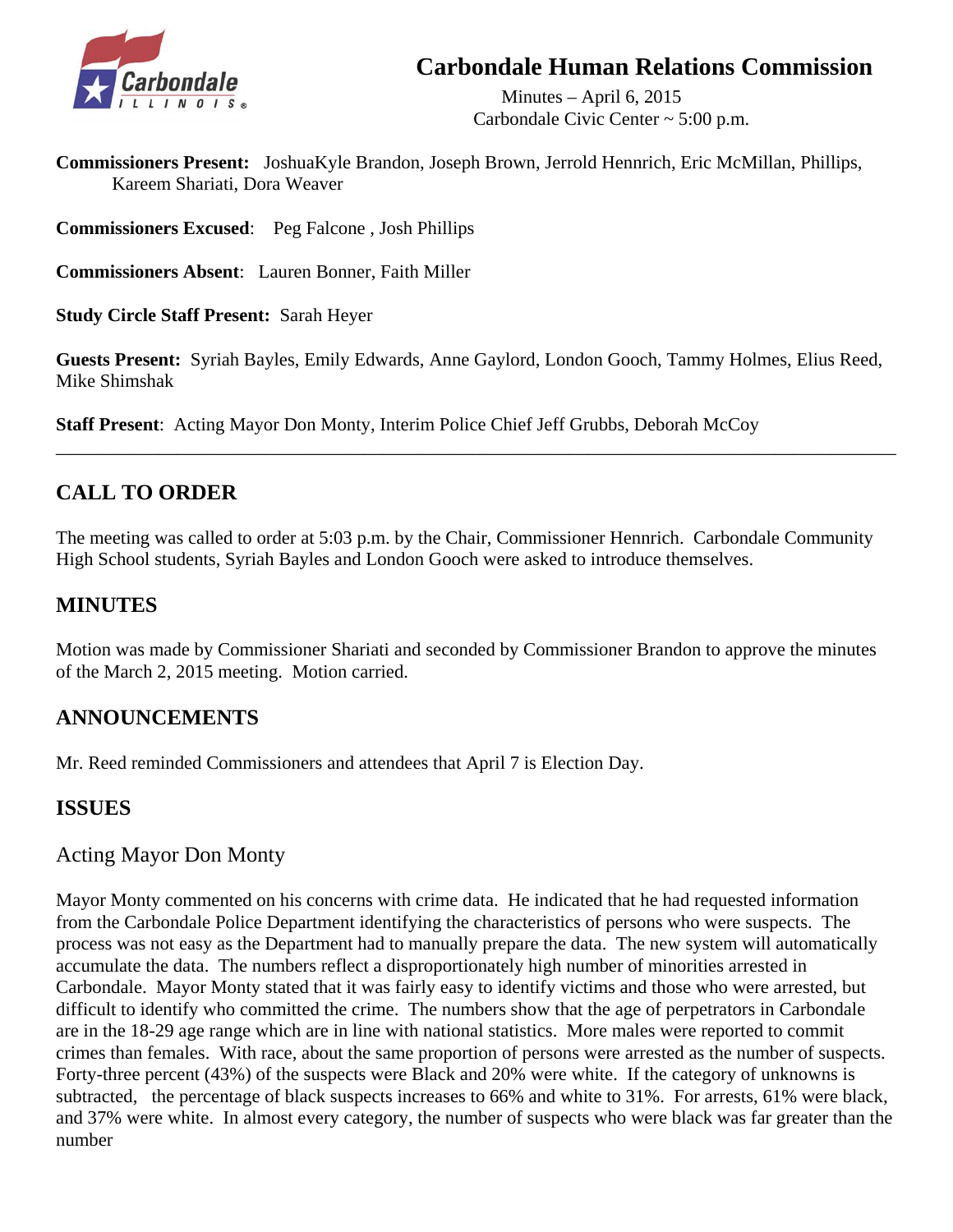# Carbondale Human Relations Commission

Minutes – April 6, 2015
Carbondale Civic Center ~ 5:00 p.m.

**Commissioners Present:** JoshuaKyle Brandon, Joseph Brown, Jerrold Hennrich, Eric McMillan, Phillips, Kareem Shariati, Dora Weaver

**Commissioners Excused**: Peg Falcone , Josh Phillips

**Commissioners Absent**: Lauren Bonner, Faith Miller

**Study Circle Staff Present:** Sarah Heyer

**Guests Present:** Syriah Bayles, Emily Edwards, Anne Gaylord, London Gooch, Tammy Holmes, Elius Reed, Mike Shimshak

**Staff Present**: Acting Mayor Don Monty, Interim Police Chief Jeff Grubbs, Deborah McCoy

---

## CALL TO ORDER

The meeting was called to order at 5:03 p.m. by the Chair, Commissioner Hennrich. Carbondale Community High School students, Syriah Bayles and London Gooch were asked to introduce themselves.

## MINUTES

Motion was made by Commissioner Shariati and seconded by Commissioner Brandon to approve the minutes of the March 2, 2015 meeting. Motion carried.

## ANNOUNCEMENTS

Mr. Reed reminded Commissioners and attendees that April 7 is Election Day.

## ISSUES

### Acting Mayor Don Monty

Mayor Monty commented on his concerns with crime data. He indicated that he had requested information from the Carbondale Police Department identifying the characteristics of persons who were suspects. The process was not easy as the Department had to manually prepare the data. The new system will automatically accumulate the data. The numbers reflect a disproportionately high number of minorities arrested in Carbondale. Mayor Monty stated that it was fairly easy to identify victims and those who were arrested, but difficult to identify who committed the crime. The numbers show that the age of perpetrators in Carbondale are in the 18-29 age range which are in line with national statistics. More males were reported to commit crimes than females. With race, about the same proportion of persons were arrested as the number of suspects. Forty-three percent (43%) of the suspects were Black and 20% were white. If the category of unknowns is subtracted, the percentage of black suspects increases to 66% and white to 31%. For arrests, 61% were black, and 37% were white. In almost every category, the number of suspects who were black was far greater than the number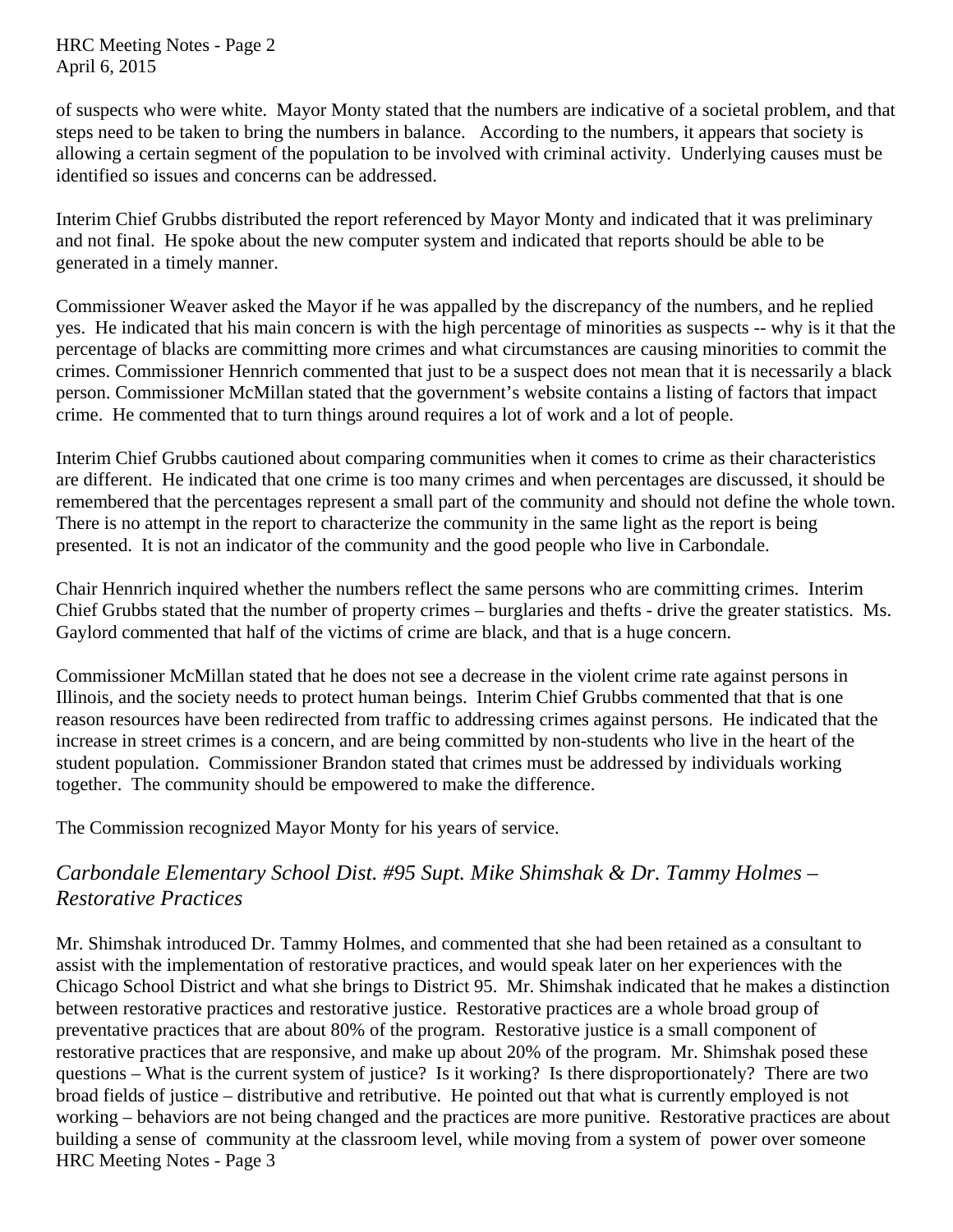of suspects who were white. Mayor Monty stated that the numbers are indicative of a societal problem, and that steps need to be taken to bring the numbers in balance. According to the numbers, it appears that society is allowing a certain segment of the population to be involved with criminal activity. Underlying causes must be identified so issues and concerns can be addressed.

Interim Chief Grubbs distributed the report referenced by Mayor Monty and indicated that it was preliminary and not final. He spoke about the new computer system and indicated that reports should be able to be generated in a timely manner.

Commissioner Weaver asked the Mayor if he was appalled by the discrepancy of the numbers, and he replied yes. He indicated that his main concern is with the high percentage of minorities as suspects -- why is it that the percentage of blacks are committing more crimes and what circumstances are causing minorities to commit the crimes. Commissioner Hennrich commented that just to be a suspect does not mean that it is necessarily a black person. Commissioner McMillan stated that the government's website contains a listing of factors that impact crime. He commented that to turn things around requires a lot of work and a lot of people.

Interim Chief Grubbs cautioned about comparing communities when it comes to crime as their characteristics are different. He indicated that one crime is too many crimes and when percentages are discussed, it should be remembered that the percentages represent a small part of the community and should not define the whole town. There is no attempt in the report to characterize the community in the same light as the report is being presented. It is not an indicator of the community and the good people who live in Carbondale.

Chair Hennrich inquired whether the numbers reflect the same persons who are committing crimes. Interim Chief Grubbs stated that the number of property crimes – burglaries and thefts - drive the greater statistics. Ms. Gaylord commented that half of the victims of crime are black, and that is a huge concern.

Commissioner McMillan stated that he does not see a decrease in the violent crime rate against persons in Illinois, and the society needs to protect human beings. Interim Chief Grubbs commented that that is one reason resources have been redirected from traffic to addressing crimes against persons. He indicated that the increase in street crimes is a concern, and are being committed by non-students who live in the heart of the student population. Commissioner Brandon stated that crimes must be addressed by individuals working together. The community should be empowered to make the difference.

The Commission recognized Mayor Monty for his years of service.

## *Carbondale Elementary School Dist. #95 Supt. Mike Shimshak & Dr. Tammy Holmes – Restorative Practices*

Mr. Shimshak introduced Dr. Tammy Holmes, and commented that she had been retained as a consultant to assist with the implementation of restorative practices, and would speak later on her experiences with the Chicago School District and what she brings to District 95. Mr. Shimshak indicated that he makes a distinction between restorative practices and restorative justice. Restorative practices are a whole broad group of preventative practices that are about 80% of the program. Restorative justice is a small component of restorative practices that are responsive, and make up about 20% of the program. Mr. Shimshak posed these questions – What is the current system of justice? Is it working? Is there disproportionately? There are two broad fields of justice – distributive and retributive. He pointed out that what is currently employed is not working – behaviors are not being changed and the practices are more punitive. Restorative practices are about building a sense of community at the classroom level, while moving from a system of power over someone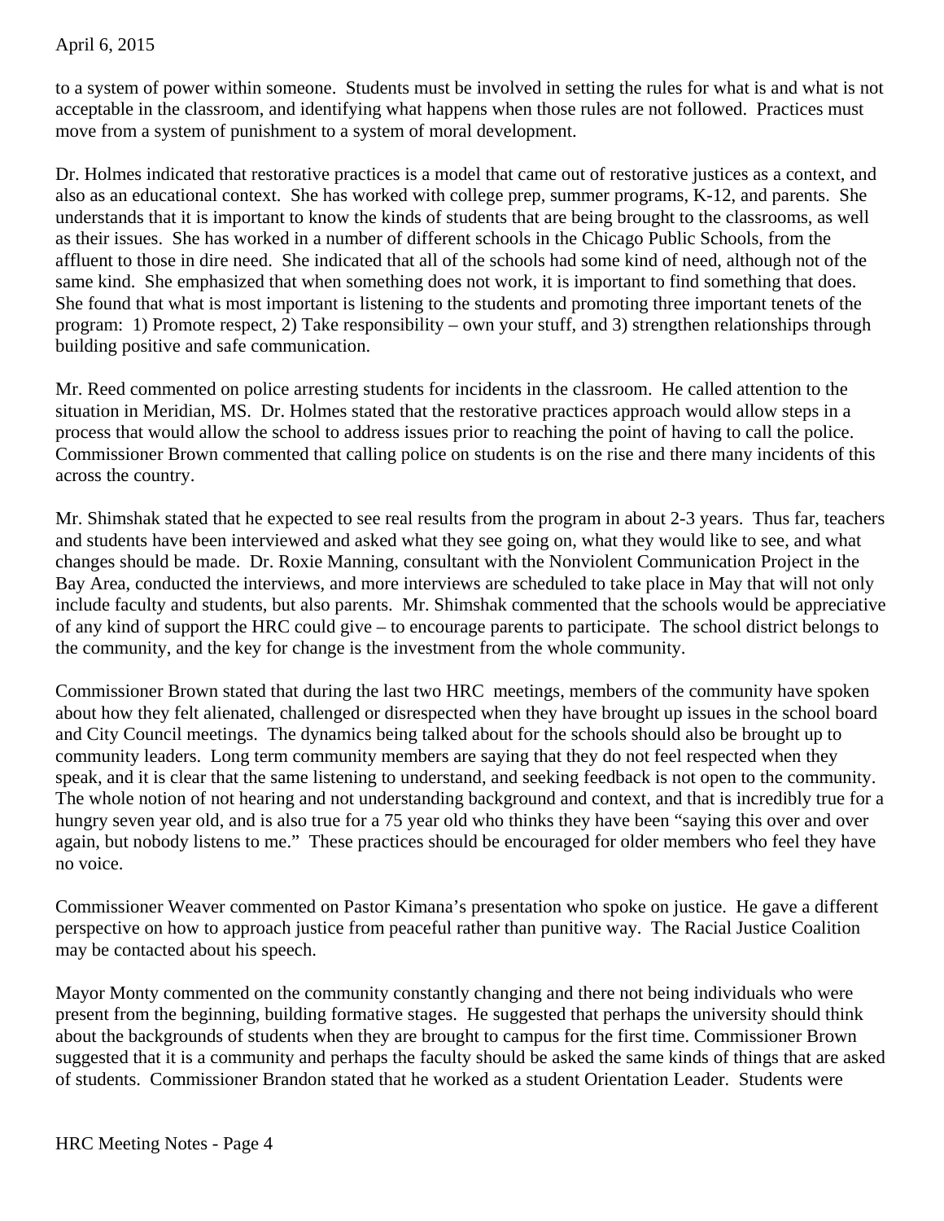to a system of power within someone. Students must be involved in setting the rules for what is and what is not acceptable in the classroom, and identifying what happens when those rules are not followed. Practices must move from a system of punishment to a system of moral development.

Dr. Holmes indicated that restorative practices is a model that came out of restorative justices as a context, and also as an educational context. She has worked with college prep, summer programs, K-12, and parents. She understands that it is important to know the kinds of students that are being brought to the classrooms, as well as their issues. She has worked in a number of different schools in the Chicago Public Schools, from the affluent to those in dire need. She indicated that all of the schools had some kind of need, although not of the same kind. She emphasized that when something does not work, it is important to find something that does. She found that what is most important is listening to the students and promoting three important tenets of the program: 1) Promote respect, 2) Take responsibility – own your stuff, and 3) strengthen relationships through building positive and safe communication.

Mr. Reed commented on police arresting students for incidents in the classroom. He called attention to the situation in Meridian, MS. Dr. Holmes stated that the restorative practices approach would allow steps in a process that would allow the school to address issues prior to reaching the point of having to call the police. Commissioner Brown commented that calling police on students is on the rise and there many incidents of this across the country.

Mr. Shimshak stated that he expected to see real results from the program in about 2-3 years. Thus far, teachers and students have been interviewed and asked what they see going on, what they would like to see, and what changes should be made. Dr. Roxie Manning, consultant with the Nonviolent Communication Project in the Bay Area, conducted the interviews, and more interviews are scheduled to take place in May that will not only include faculty and students, but also parents. Mr. Shimshak commented that the schools would be appreciative of any kind of support the HRC could give – to encourage parents to participate. The school district belongs to the community, and the key for change is the investment from the whole community.

Commissioner Brown stated that during the last two HRC meetings, members of the community have spoken about how they felt alienated, challenged or disrespected when they have brought up issues in the school board and City Council meetings. The dynamics being talked about for the schools should also be brought up to community leaders. Long term community members are saying that they do not feel respected when they speak, and it is clear that the same listening to understand, and seeking feedback is not open to the community. The whole notion of not hearing and not understanding background and context, and that is incredibly true for a hungry seven year old, and is also true for a 75 year old who thinks they have been "saying this over and over again, but nobody listens to me." These practices should be encouraged for older members who feel they have no voice.

Commissioner Weaver commented on Pastor Kimana's presentation who spoke on justice. He gave a different perspective on how to approach justice from peaceful rather than punitive way. The Racial Justice Coalition may be contacted about his speech.

Mayor Monty commented on the community constantly changing and there not being individuals who were present from the beginning, building formative stages. He suggested that perhaps the university should think about the backgrounds of students when they are brought to campus for the first time. Commissioner Brown suggested that it is a community and perhaps the faculty should be asked the same kinds of things that are asked of students. Commissioner Brandon stated that he worked as a student Orientation Leader. Students were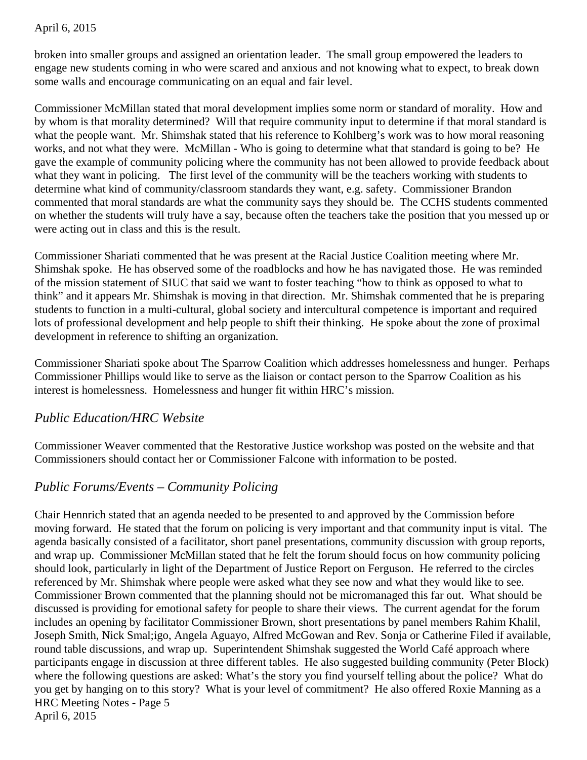broken into smaller groups and assigned an orientation leader. The small group empowered the leaders to engage new students coming in who were scared and anxious and not knowing what to expect, to break down some walls and encourage communicating on an equal and fair level.

Commissioner McMillan stated that moral development implies some norm or standard of morality. How and by whom is that morality determined? Will that require community input to determine if that moral standard is what the people want. Mr. Shimshak stated that his reference to Kohlberg's work was to how moral reasoning works, and not what they were. McMillan - Who is going to determine what that standard is going to be? He gave the example of community policing where the community has not been allowed to provide feedback about what they want in policing. The first level of the community will be the teachers working with students to determine what kind of community/classroom standards they want, e.g. safety. Commissioner Brandon commented that moral standards are what the community says they should be. The CCHS students commented on whether the students will truly have a say, because often the teachers take the position that you messed up or were acting out in class and this is the result.

Commissioner Shariati commented that he was present at the Racial Justice Coalition meeting where Mr. Shimshak spoke. He has observed some of the roadblocks and how he has navigated those. He was reminded of the mission statement of SIUC that said we want to foster teaching "how to think as opposed to what to think" and it appears Mr. Shimshak is moving in that direction. Mr. Shimshak commented that he is preparing students to function in a multi-cultural, global society and intercultural competence is important and required lots of professional development and help people to shift their thinking. He spoke about the zone of proximal development in reference to shifting an organization.

Commissioner Shariati spoke about The Sparrow Coalition which addresses homelessness and hunger. Perhaps Commissioner Phillips would like to serve as the liaison or contact person to the Sparrow Coalition as his interest is homelessness. Homelessness and hunger fit within HRC's mission.

## *Public Education/HRC Website*

Commissioner Weaver commented that the Restorative Justice workshop was posted on the website and that Commissioners should contact her or Commissioner Falcone with information to be posted.

## *Public Forums/Events – Community Policing*

Chair Hennrich stated that an agenda needed to be presented to and approved by the Commission before moving forward. He stated that the forum on policing is very important and that community input is vital. The agenda basically consisted of a facilitator, short panel presentations, community discussion with group reports, and wrap up. Commissioner McMillan stated that he felt the forum should focus on how community policing should look, particularly in light of the Department of Justice Report on Ferguson. He referred to the circles referenced by Mr. Shimshak where people were asked what they see now and what they would like to see. Commissioner Brown commented that the planning should not be micromanaged this far out. What should be discussed is providing for emotional safety for people to share their views. The current agendat for the forum includes an opening by facilitator Commissioner Brown, short presentations by panel members Rahim Khalil, Joseph Smith, Nick Smal;igo, Angela Aguayo, Alfred McGowan and Rev. Sonja or Catherine Filed if available, round table discussions, and wrap up. Superintendent Shimshak suggested the World Café approach where participants engage in discussion at three different tables. He also suggested building community (Peter Block) where the following questions are asked: What's the story you find yourself telling about the police? What do you get by hanging on to this story? What is your level of commitment? He also offered Roxie Manning as a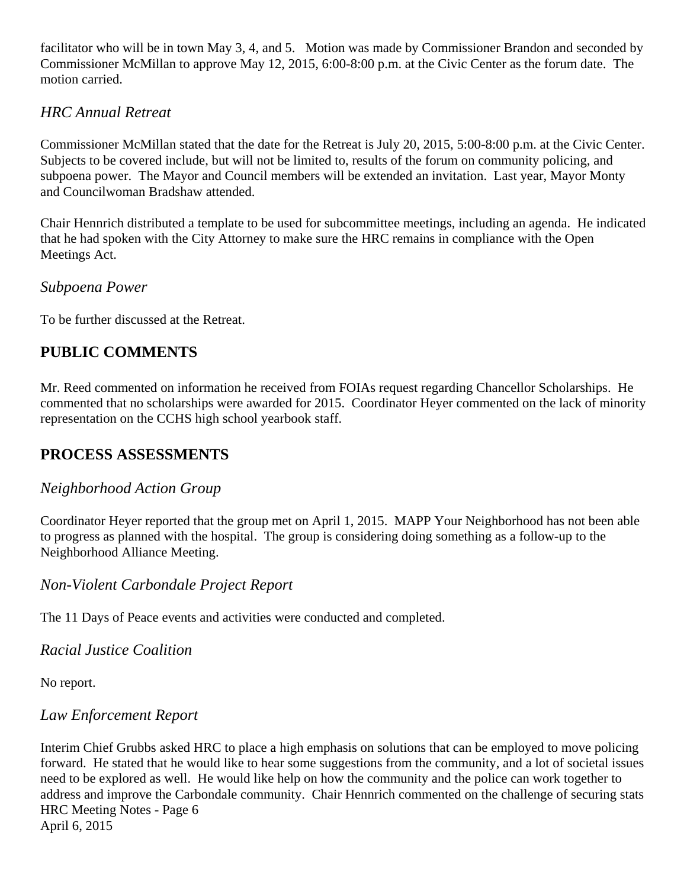facilitator who will be in town May 3, 4, and 5. Motion was made by Commissioner Brandon and seconded by Commissioner McMillan to approve May 12, 2015, 6:00-8:00 p.m. at the Civic Center as the forum date. The motion carried.

### *HRC Annual Retreat*

Commissioner McMillan stated that the date for the Retreat is July 20, 2015, 5:00-8:00 p.m. at the Civic Center. Subjects to be covered include, but will not be limited to, results of the forum on community policing, and subpoena power. The Mayor and Council members will be extended an invitation. Last year, Mayor Monty and Councilwoman Bradshaw attended.

Chair Hennrich distributed a template to be used for subcommittee meetings, including an agenda. He indicated that he had spoken with the City Attorney to make sure the HRC remains in compliance with the Open Meetings Act.

### *Subpoena Power*

To be further discussed at the Retreat.

## PUBLIC COMMENTS

Mr. Reed commented on information he received from FOIAs request regarding Chancellor Scholarships. He commented that no scholarships were awarded for 2015. Coordinator Heyer commented on the lack of minority representation on the CCHS high school yearbook staff.

## PROCESS ASSESSMENTS

### *Neighborhood Action Group*

Coordinator Heyer reported that the group met on April 1, 2015. MAPP Your Neighborhood has not been able to progress as planned with the hospital. The group is considering doing something as a follow-up to the Neighborhood Alliance Meeting.

### *Non-Violent Carbondale Project Report*

The 11 Days of Peace events and activities were conducted and completed.

### *Racial Justice Coalition*

No report.

### *Law Enforcement Report*

Interim Chief Grubbs asked HRC to place a high emphasis on solutions that can be employed to move policing forward. He stated that he would like to hear some suggestions from the community, and a lot of societal issues need to be explored as well. He would like help on how the community and the police can work together to address and improve the Carbondale community. Chair Hennrich commented on the challenge of securing stats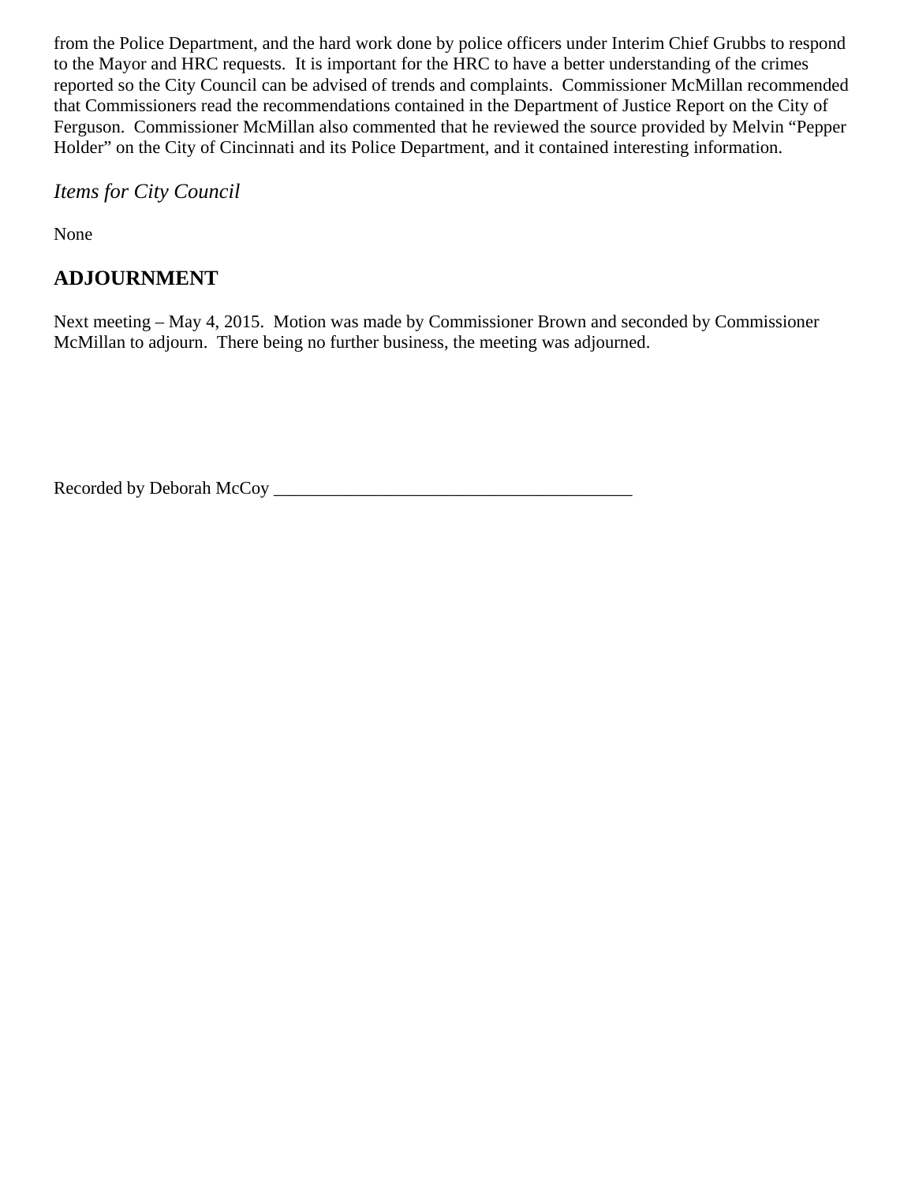from the Police Department, and the hard work done by police officers under Interim Chief Grubbs to respond to the Mayor and HRC requests. It is important for the HRC to have a better understanding of the crimes reported so the City Council can be advised of trends and complaints. Commissioner McMillan recommended that Commissioners read the recommendations contained in the Department of Justice Report on the City of Ferguson. Commissioner McMillan also commented that he reviewed the source provided by Melvin "Pepper Holder" on the City of Cincinnati and its Police Department, and it contained interesting information.

### *Items for City Council*

None

## ADJOURNMENT

Next meeting – May 4, 2015. Motion was made by Commissioner Brown and seconded by Commissioner McMillan to adjourn. There being no further business, the meeting was adjourned.

Recorded by Deborah McCoy ________________________________________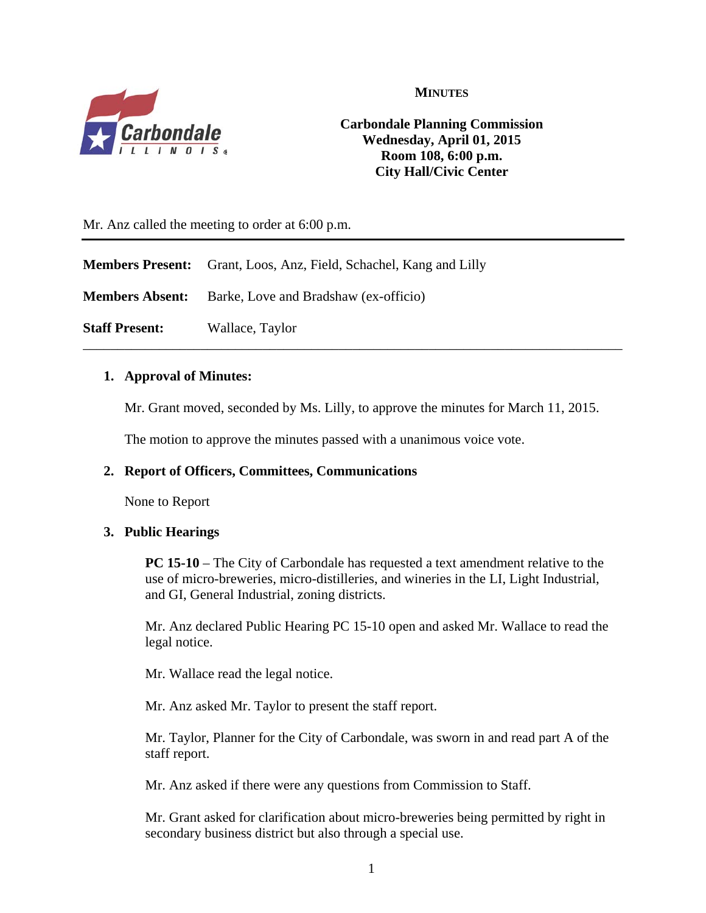# MINUTES

**Carbondale Planning Commission**
**Wednesday, April 01, 2015**
**Room 108, 6:00 p.m.**
**City Hall/Civic Center**

Mr. Anz called the meeting to order at 6:00 p.m.

---

**Members Present:** Grant, Loos, Anz, Field, Schachel, Kang and Lilly

**Members Absent:** Barke, Love and Bradshaw (ex-officio)

**Staff Present:** Wallace, Taylor

---

1. **Approval of Minutes:**

   Mr. Grant moved, seconded by Ms. Lilly, to approve the minutes for March 11, 2015.

   The motion to approve the minutes passed with a unanimous voice vote.

2. **Report of Officers, Committees, Communications**

   None to Report

3. **Public Hearings**

   **PC 15-10** – The City of Carbondale has requested a text amendment relative to the use of micro-breweries, micro-distilleries, and wineries in the LI, Light Industrial, and GI, General Industrial, zoning districts.

   Mr. Anz declared Public Hearing PC 15-10 open and asked Mr. Wallace to read the legal notice.

   Mr. Wallace read the legal notice.

   Mr. Anz asked Mr. Taylor to present the staff report.

   Mr. Taylor, Planner for the City of Carbondale, was sworn in and read part A of the staff report.

   Mr. Anz asked if there were any questions from Commission to Staff.

   Mr. Grant asked for clarification about micro-breweries being permitted by right in secondary business district but also through a special use.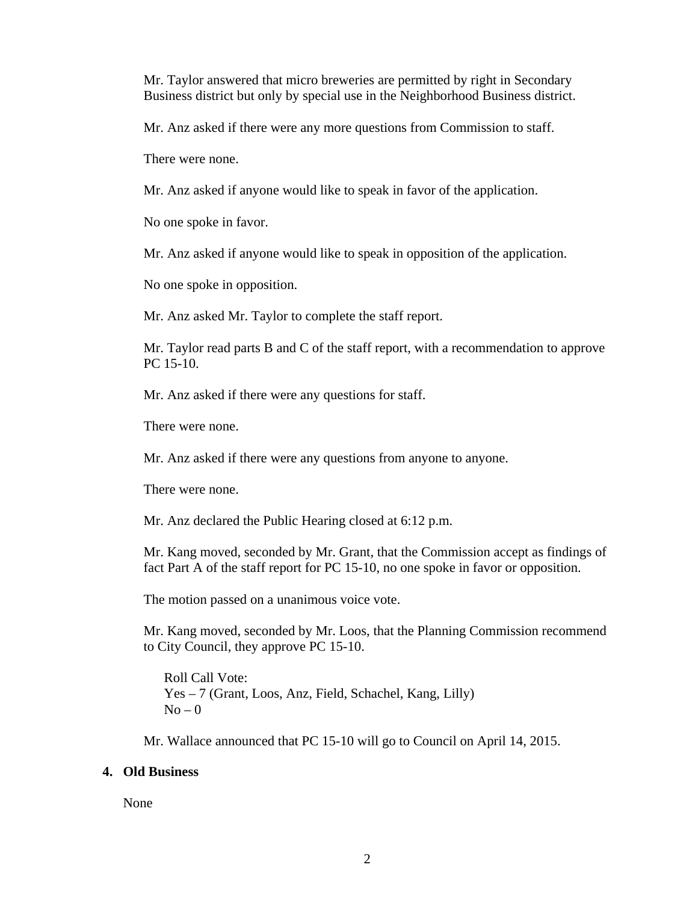Mr. Taylor answered that micro breweries are permitted by right in Secondary Business district but only by special use in the Neighborhood Business district.

Mr. Anz asked if there were any more questions from Commission to staff.

There were none.

Mr. Anz asked if anyone would like to speak in favor of the application.

No one spoke in favor.

Mr. Anz asked if anyone would like to speak in opposition of the application.

No one spoke in opposition.

Mr. Anz asked Mr. Taylor to complete the staff report.

Mr. Taylor read parts B and C of the staff report, with a recommendation to approve PC 15-10.

Mr. Anz asked if there were any questions for staff.

There were none.

Mr. Anz asked if there were any questions from anyone to anyone.

There were none.

Mr. Anz declared the Public Hearing closed at 6:12 p.m.

Mr. Kang moved, seconded by Mr. Grant, that the Commission accept as findings of fact Part A of the staff report for PC 15-10, no one spoke in favor or opposition.

The motion passed on a unanimous voice vote.

Mr. Kang moved, seconded by Mr. Loos, that the Planning Commission recommend to City Council, they approve PC 15-10.

Roll Call Vote:
Yes – 7 (Grant, Loos, Anz, Field, Schachel, Kang, Lilly)
No – 0

Mr. Wallace announced that PC 15-10 will go to Council on April 14, 2015.

**4. Old Business**

None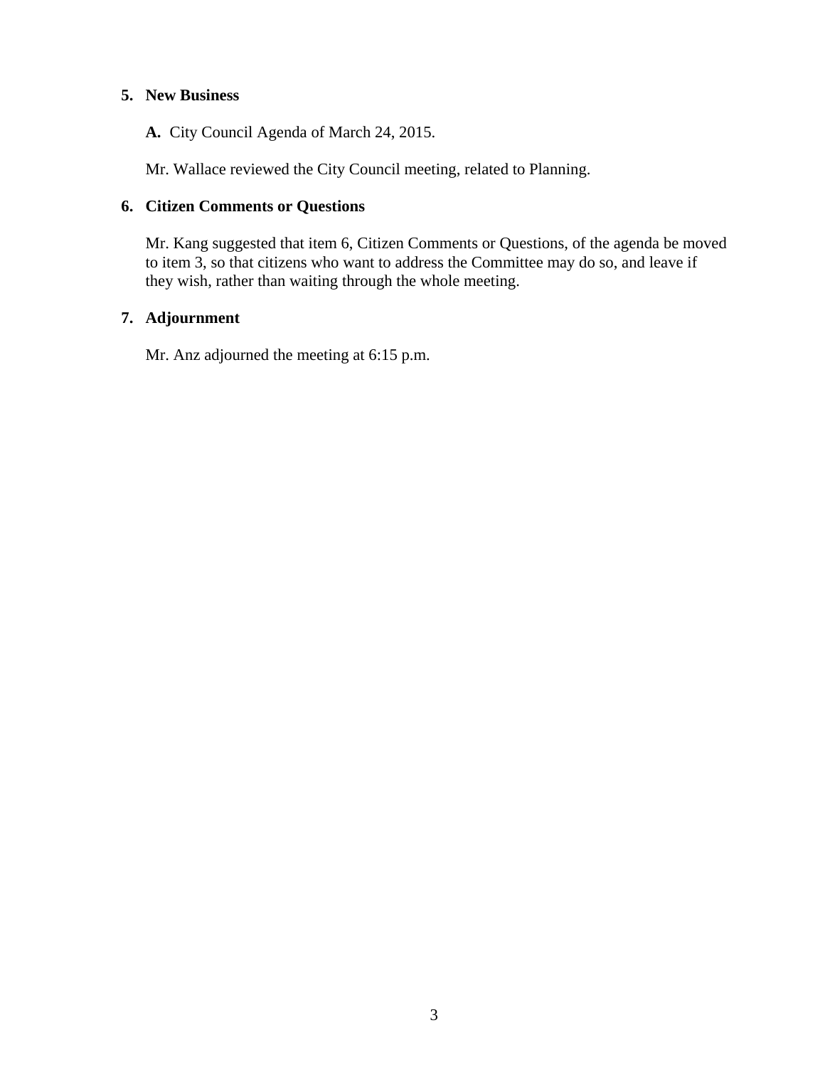## 5. New Business

**A.** City Council Agenda of March 24, 2015.

Mr. Wallace reviewed the City Council meeting, related to Planning.

## 6. Citizen Comments or Questions

Mr. Kang suggested that item 6, Citizen Comments or Questions, of the agenda be moved to item 3, so that citizens who want to address the Committee may do so, and leave if they wish, rather than waiting through the whole meeting.

## 7. Adjournment

Mr. Anz adjourned the meeting at 6:15 p.m.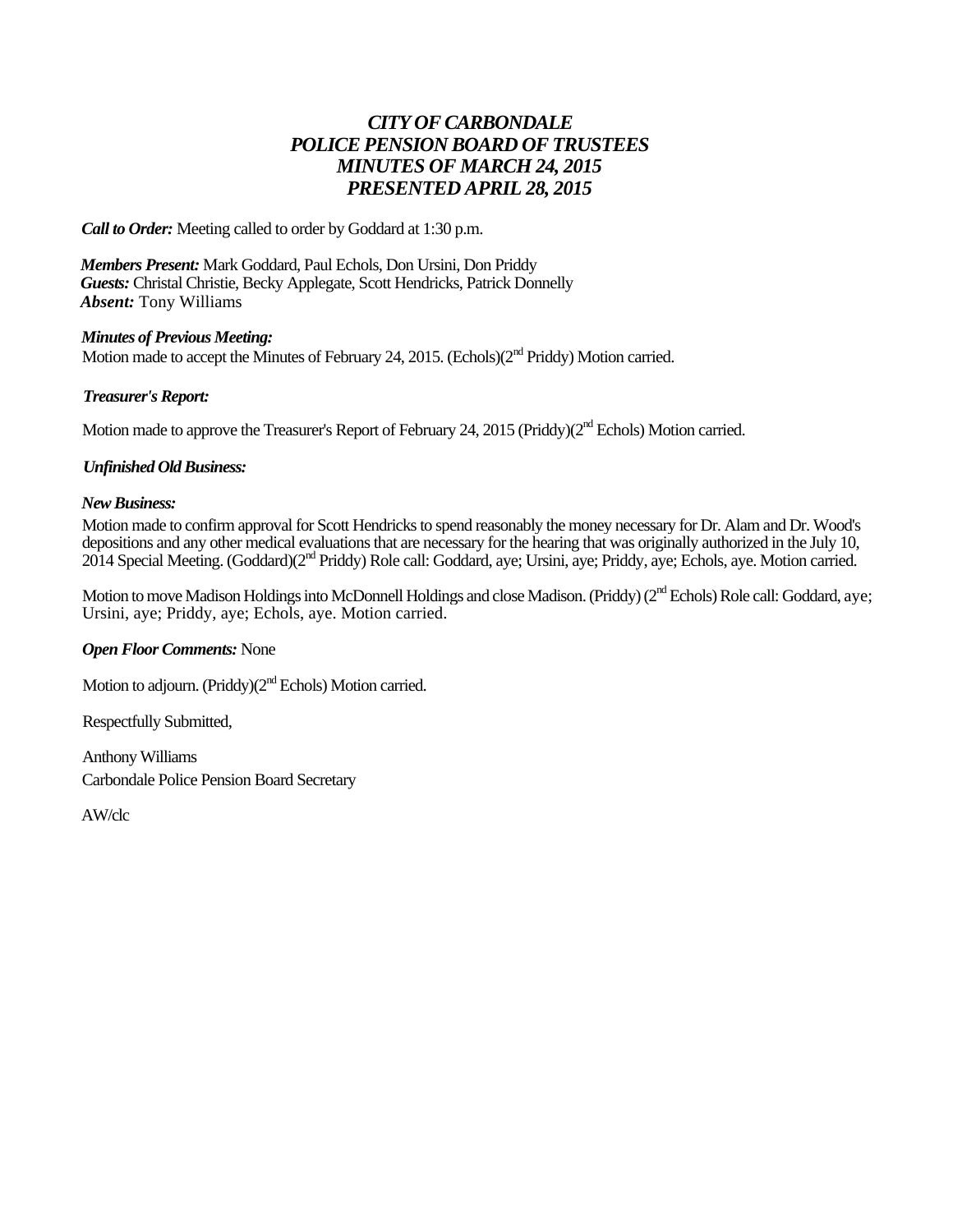# *CITY OF CARBONDALE*
# *POLICE PENSION BOARD OF TRUSTEES*
# *MINUTES OF MARCH 24, 2015*
# *PRESENTED APRIL 28, 2015*

***Call to Order:*** Meeting called to order by Goddard at 1:30 p.m.

***Members Present:*** Mark Goddard, Paul Echols, Don Ursini, Don Priddy
***Guests:*** Christal Christie, Becky Applegate, Scott Hendricks, Patrick Donnelly
***Absent:*** Tony Williams

***Minutes of Previous Meeting:***
Motion made to accept the Minutes of February 24, 2015. (Echols)(2nd Priddy) Motion carried.

***Treasurer's Report:***

Motion made to approve the Treasurer's Report of February 24, 2015 (Priddy)(2nd Echols) Motion carried.

***Unfinished Old Business:***

***New Business:***
Motion made to confirm approval for Scott Hendricks to spend reasonably the money necessary for Dr. Alam and Dr. Wood's depositions and any other medical evaluations that are necessary for the hearing that was originally authorized in the July 10, 2014 Special Meeting. (Goddard)(2nd Priddy) Role call: Goddard, aye; Ursini, aye; Priddy, aye; Echols, aye. Motion carried.

Motion to move Madison Holdings into McDonnell Holdings and close Madison. (Priddy) (2nd Echols) Role call: Goddard, aye; Ursini, aye; Priddy, aye; Echols, aye. Motion carried.

***Open Floor Comments:*** None

Motion to adjourn. (Priddy)(2nd Echols) Motion carried.

Respectfully Submitted,

Anthony Williams
Carbondale Police Pension Board Secretary

AW/clc